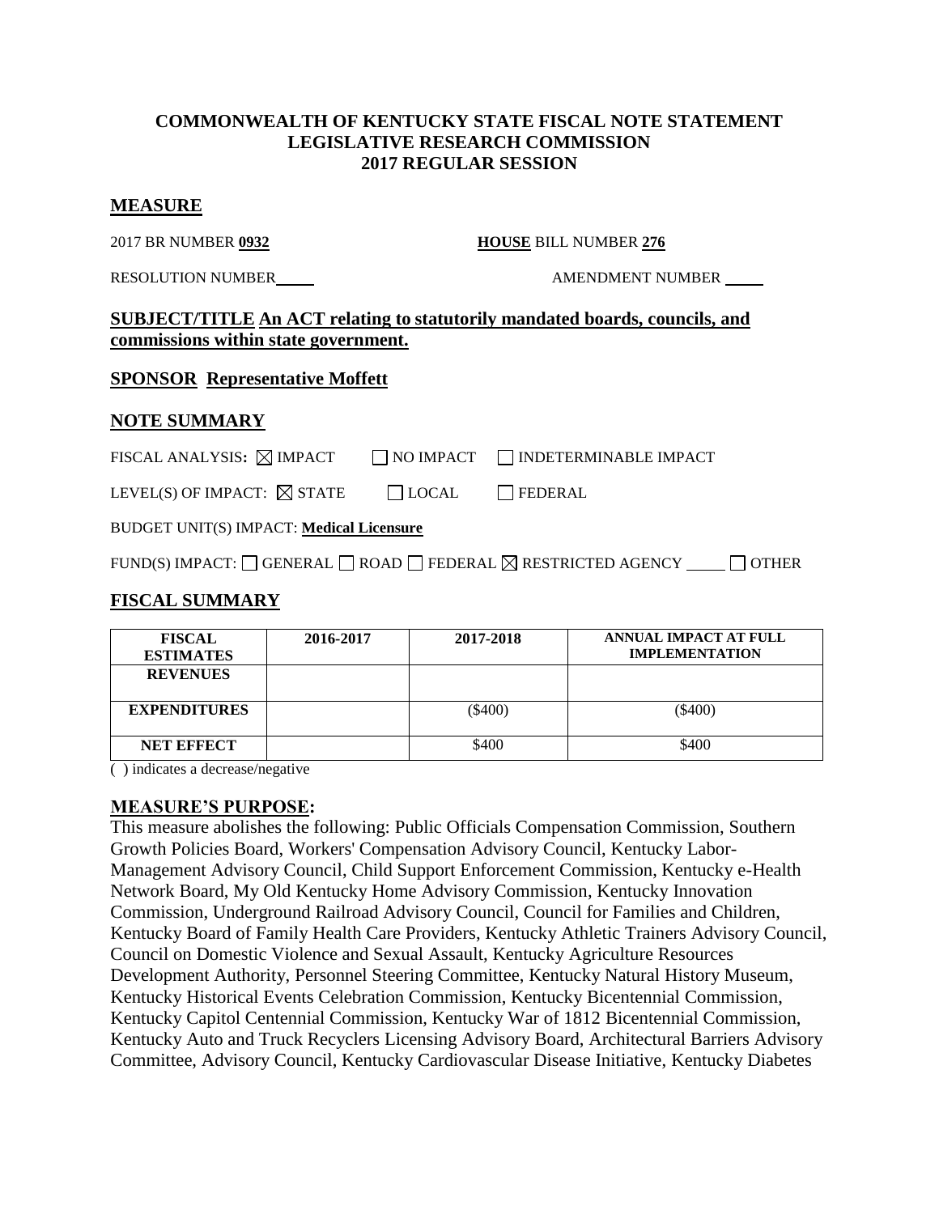## COMMONWEALTH OF KENTUCKY STATE FISCAL NOTE STATEMENT
## LEGISLATIVE RESEARCH COMMISSION
## 2017 REGULAR SESSION

### MEASURE

2017 BR NUMBER **0932** **HOUSE** BILL NUMBER **276**

RESOLUTION NUMBER____ AMENDMENT NUMBER ____

**SUBJECT/TITLE An ACT relating to statutorily mandated boards, councils, and commissions within state government.**

**SPONSOR Representative Moffett**

### NOTE SUMMARY

FISCAL ANALYSIS: ☒ IMPACT ☐ NO IMPACT ☐ INDETERMINABLE IMPACT

LEVEL(S) OF IMPACT: ☒ STATE ☐ LOCAL ☐ FEDERAL

BUDGET UNIT(S) IMPACT: **Medical Licensure**

FUND(S) IMPACT: ☐ GENERAL ☐ ROAD ☐ FEDERAL ☒ RESTRICTED AGENCY ____ ☐ OTHER

### FISCAL SUMMARY

| FISCAL ESTIMATES | 2016-2017 | 2017-2018 | ANNUAL IMPACT AT FULL IMPLEMENTATION |
|---|---|---|---|
| REVENUES | | | |
| EXPENDITURES | | ($400) | ($400) |
| NET EFFECT | | $400 | $400 |

( ) indicates a decrease/negative

### MEASURE'S PURPOSE:

This measure abolishes the following: Public Officials Compensation Commission, Southern Growth Policies Board, Workers' Compensation Advisory Council, Kentucky Labor-Management Advisory Council, Child Support Enforcement Commission, Kentucky e-Health Network Board, My Old Kentucky Home Advisory Commission, Kentucky Innovation Commission, Underground Railroad Advisory Council, Council for Families and Children, Kentucky Board of Family Health Care Providers, Kentucky Athletic Trainers Advisory Council, Council on Domestic Violence and Sexual Assault, Kentucky Agriculture Resources Development Authority, Personnel Steering Committee, Kentucky Natural History Museum, Kentucky Historical Events Celebration Commission, Kentucky Bicentennial Commission, Kentucky Capitol Centennial Commission, Kentucky War of 1812 Bicentennial Commission, Kentucky Auto and Truck Recyclers Licensing Advisory Board, Architectural Barriers Advisory Committee, Advisory Council, Kentucky Cardiovascular Disease Initiative, Kentucky Diabetes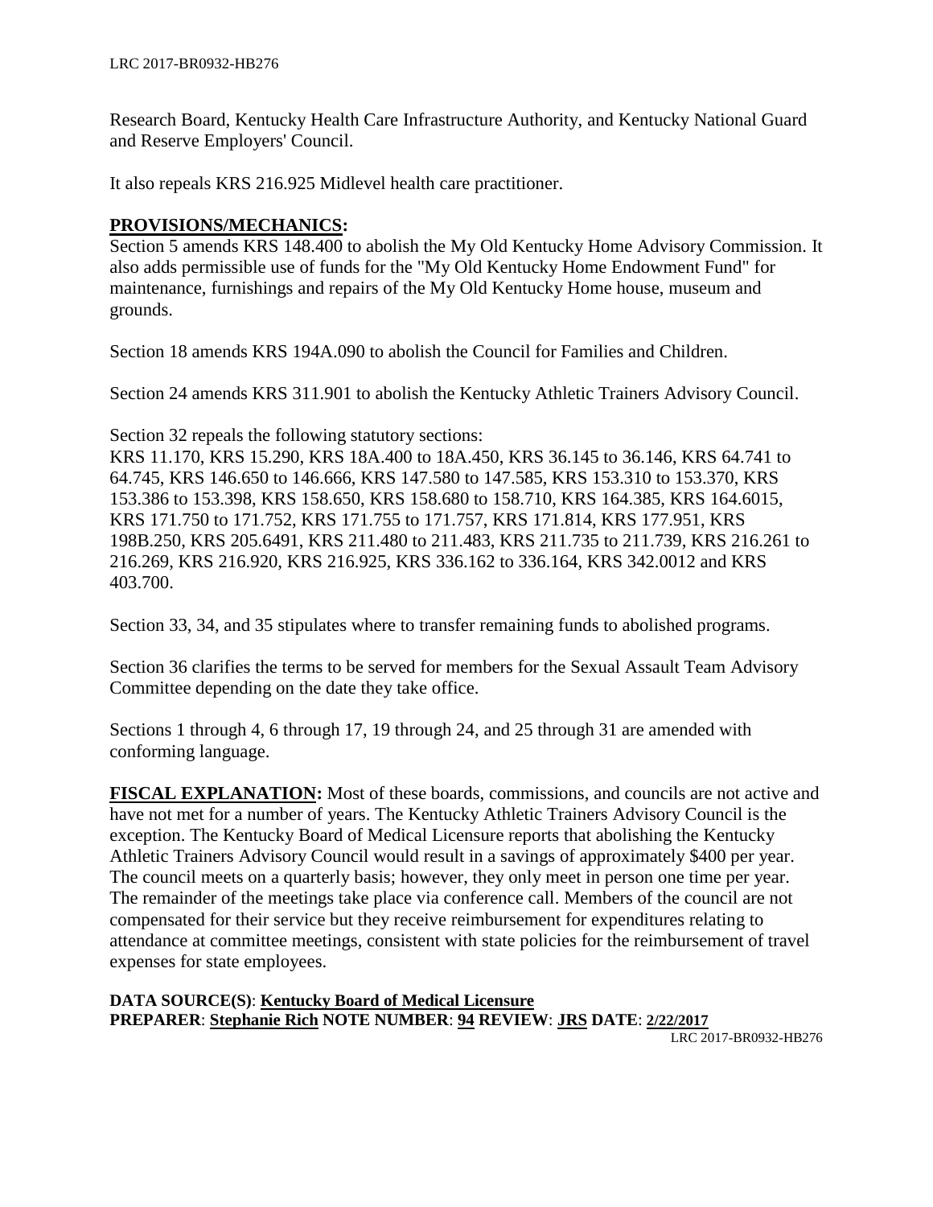Research Board, Kentucky Health Care Infrastructure Authority, and Kentucky National Guard and Reserve Employers' Council.

It also repeals KRS 216.925 Midlevel health care practitioner.

**PROVISIONS/MECHANICS:**
Section 5 amends KRS 148.400 to abolish the My Old Kentucky Home Advisory Commission. It also adds permissible use of funds for the "My Old Kentucky Home Endowment Fund" for maintenance, furnishings and repairs of the My Old Kentucky Home house, museum and grounds.

Section 18 amends KRS 194A.090 to abolish the Council for Families and Children.

Section 24 amends KRS 311.901 to abolish the Kentucky Athletic Trainers Advisory Council.

Section 32 repeals the following statutory sections:
KRS 11.170, KRS 15.290, KRS 18A.400 to 18A.450, KRS 36.145 to 36.146, KRS 64.741 to 64.745, KRS 146.650 to 146.666, KRS 147.580 to 147.585, KRS 153.310 to 153.370, KRS 153.386 to 153.398, KRS 158.650, KRS 158.680 to 158.710, KRS 164.385, KRS 164.6015, KRS 171.750 to 171.752, KRS 171.755 to 171.757, KRS 171.814, KRS 177.951, KRS 198B.250, KRS 205.6491, KRS 211.480 to 211.483, KRS 211.735 to 211.739, KRS 216.261 to 216.269, KRS 216.920, KRS 216.925, KRS 336.162 to 336.164, KRS 342.0012 and KRS 403.700.

Section 33, 34, and 35 stipulates where to transfer remaining funds to abolished programs.

Section 36 clarifies the terms to be served for members for the Sexual Assault Team Advisory Committee depending on the date they take office.

Sections 1 through 4, 6 through 17, 19 through 24, and 25 through 31 are amended with conforming language.

**FISCAL EXPLANATION:** Most of these boards, commissions, and councils are not active and have not met for a number of years. The Kentucky Athletic Trainers Advisory Council is the exception. The Kentucky Board of Medical Licensure reports that abolishing the Kentucky Athletic Trainers Advisory Council would result in a savings of approximately $400 per year. The council meets on a quarterly basis; however, they only meet in person one time per year. The remainder of the meetings take place via conference call. Members of the council are not compensated for their service but they receive reimbursement for expenditures relating to attendance at committee meetings, consistent with state policies for the reimbursement of travel expenses for state employees.

**DATA SOURCE(S)**: **Kentucky Board of Medical Licensure**
**PREPARER**: **Stephanie Rich** **NOTE NUMBER**: **94** **REVIEW**: **JRS** **DATE**: **2/22/2017**